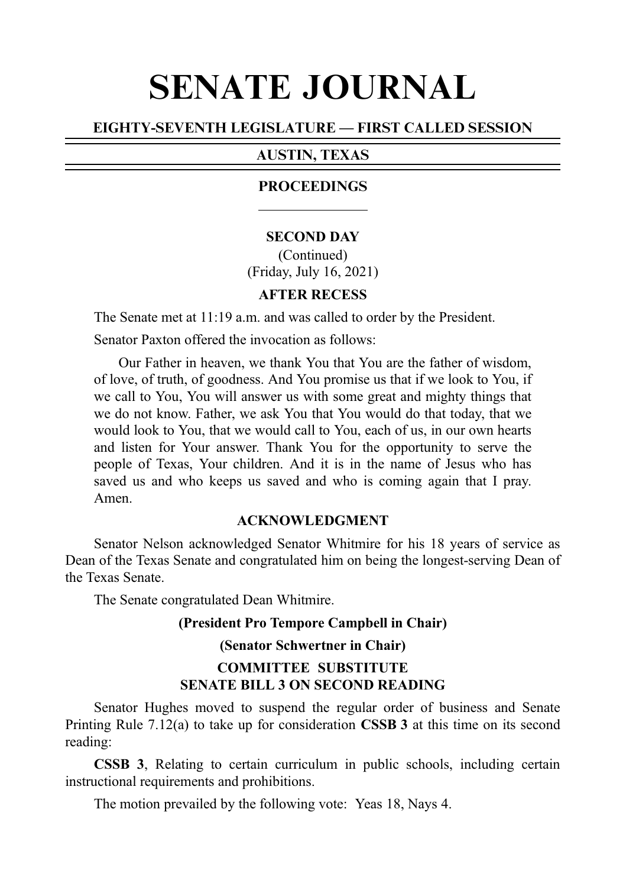# SENATE JOURNAL

## EIGHTY-SEVENTH LEGISLATURE — FIRST CALLED SESSION

## AUSTIN, TEXAS

## PROCEEDINGS

### SECOND DAY

(Continued)
(Friday, July 16, 2021)

### AFTER RECESS

The Senate met at 11:19 a.m. and was called to order by the President.

Senator Paxton offered the invocation as follows:

> Our Father in heaven, we thank You that You are the father of wisdom, of love, of truth, of goodness. And You promise us that if we look to You, if we call to You, You will answer us with some great and mighty things that we do not know. Father, we ask You that You would do that today, that we would look to You, that we would call to You, each of us, in our own hearts and listen for Your answer. Thank You for the opportunity to serve the people of Texas, Your children. And it is in the name of Jesus who has saved us and who keeps us saved and who is coming again that I pray. Amen.

### ACKNOWLEDGMENT

Senator Nelson acknowledged Senator Whitmire for his 18 years of service as Dean of the Texas Senate and congratulated him on being the longest-serving Dean of the Texas Senate.

The Senate congratulated Dean Whitmire.

**(President Pro Tempore Campbell in Chair)**

**(Senator Schwertner in Chair)**

### COMMITTEE SUBSTITUTE SENATE BILL 3 ON SECOND READING

Senator Hughes moved to suspend the regular order of business and Senate Printing Rule 7.12(a) to take up for consideration **CSSB 3** at this time on its second reading:

**CSSB 3**, Relating to certain curriculum in public schools, including certain instructional requirements and prohibitions.

The motion prevailed by the following vote: Yeas 18, Nays 4.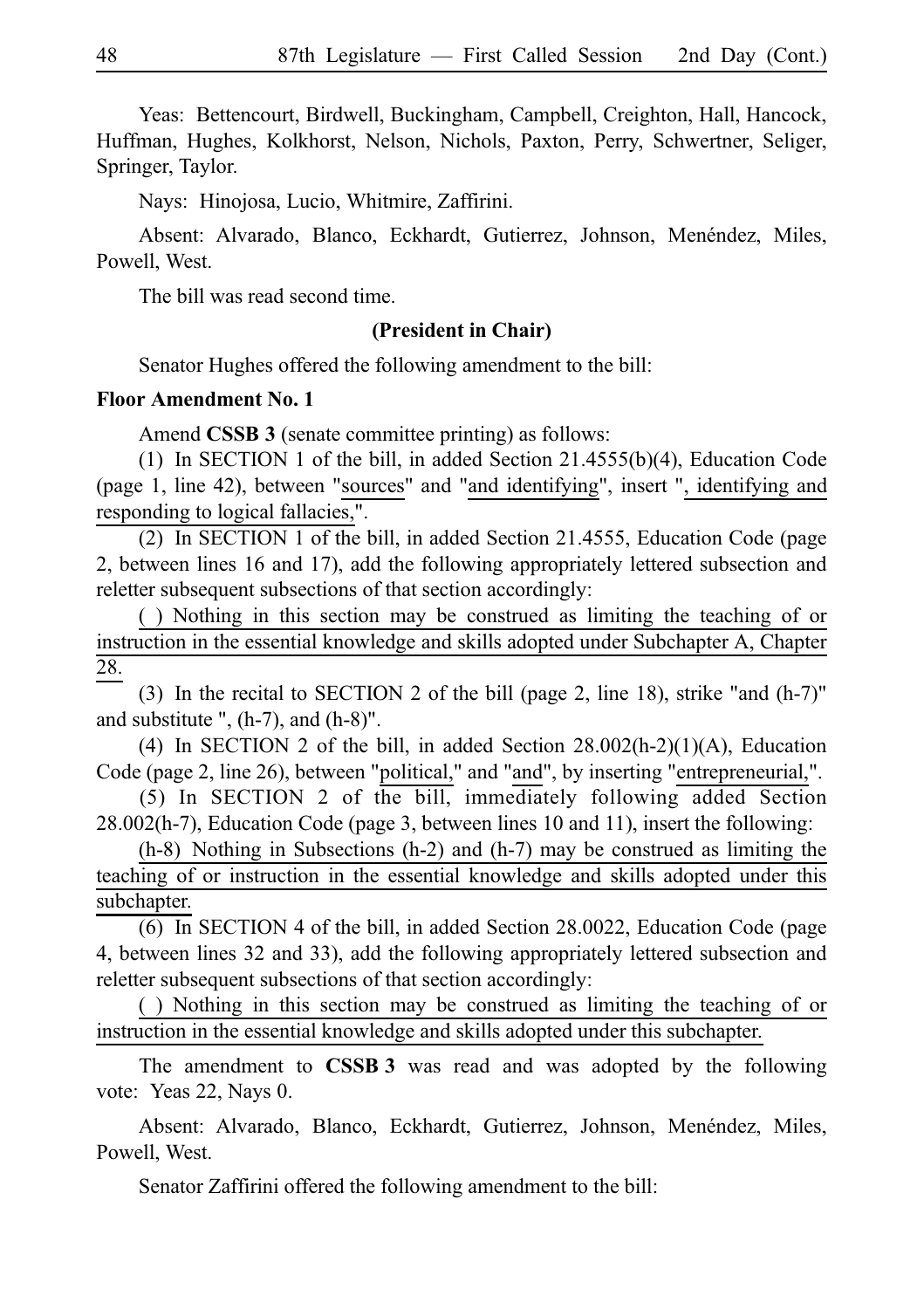Yeas: Bettencourt, Birdwell, Buckingham, Campbell, Creighton, Hall, Hancock, Huffman, Hughes, Kolkhorst, Nelson, Nichols, Paxton, Perry, Schwertner, Seliger, Springer, Taylor.

Nays: Hinojosa, Lucio, Whitmire, Zaffirini.

Absent: Alvarado, Blanco, Eckhardt, Gutierrez, Johnson, Menéndez, Miles, Powell, West.

The bill was read second time.

**(President in Chair)**

Senator Hughes offered the following amendment to the bill:

**Floor Amendment No. 1**

Amend **CSSB 3** (senate committee printing) as follows:

(1) In SECTION 1 of the bill, in added Section 21.4555(b)(4), Education Code (page 1, line 42), between "sources" and "and identifying", insert ", identifying and responding to logical fallacies,".

(2) In SECTION 1 of the bill, in added Section 21.4555, Education Code (page 2, between lines 16 and 17), add the following appropriately lettered subsection and reletter subsequent subsections of that section accordingly:

( ) Nothing in this section may be construed as limiting the teaching of or instruction in the essential knowledge and skills adopted under Subchapter A, Chapter 28.

(3) In the recital to SECTION 2 of the bill (page 2, line 18), strike "and (h-7)" and substitute ", (h-7), and (h-8)".

(4) In SECTION 2 of the bill, in added Section 28.002(h-2)(1)(A), Education Code (page 2, line 26), between "political," and "and", by inserting "entrepreneurial,".

(5) In SECTION 2 of the bill, immediately following added Section 28.002(h-7), Education Code (page 3, between lines 10 and 11), insert the following:

(h-8) Nothing in Subsections (h-2) and (h-7) may be construed as limiting the teaching of or instruction in the essential knowledge and skills adopted under this subchapter.

(6) In SECTION 4 of the bill, in added Section 28.0022, Education Code (page 4, between lines 32 and 33), add the following appropriately lettered subsection and reletter subsequent subsections of that section accordingly:

( ) Nothing in this section may be construed as limiting the teaching of or instruction in the essential knowledge and skills adopted under this subchapter.

The amendment to **CSSB 3** was read and was adopted by the following vote: Yeas 22, Nays 0.

Absent: Alvarado, Blanco, Eckhardt, Gutierrez, Johnson, Menéndez, Miles, Powell, West.

Senator Zaffirini offered the following amendment to the bill: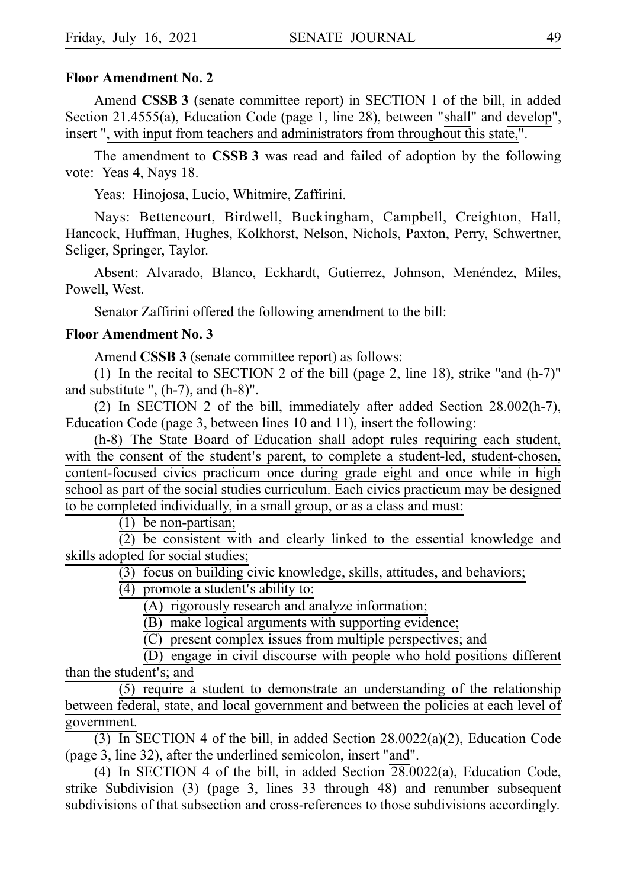**Floor Amendment No. 2**

Amend **CSSB 3** (senate committee report) in SECTION 1 of the bill, in added Section 21.4555(a), Education Code (page 1, line 28), between "shall" and develop", insert ", with input from teachers and administrators from throughout this state,".

The amendment to **CSSB 3** was read and failed of adoption by the following vote: Yeas 4, Nays 18.

Yeas: Hinojosa, Lucio, Whitmire, Zaffirini.

Nays: Bettencourt, Birdwell, Buckingham, Campbell, Creighton, Hall, Hancock, Huffman, Hughes, Kolkhorst, Nelson, Nichols, Paxton, Perry, Schwertner, Seliger, Springer, Taylor.

Absent: Alvarado, Blanco, Eckhardt, Gutierrez, Johnson, Menéndez, Miles, Powell, West.

Senator Zaffirini offered the following amendment to the bill:

**Floor Amendment No. 3**

Amend **CSSB 3** (senate committee report) as follows:

(1) In the recital to SECTION 2 of the bill (page 2, line 18), strike "and (h-7)" and substitute ", (h-7), and (h-8)".

(2) In SECTION 2 of the bill, immediately after added Section 28.002(h-7), Education Code (page 3, between lines 10 and 11), insert the following:

(h-8) The State Board of Education shall adopt rules requiring each student, with the consent of the student's parent, to complete a student-led, student-chosen, content-focused civics practicum once during grade eight and once while in high school as part of the social studies curriculum. Each civics practicum may be designed to be completed individually, in a small group, or as a class and must:

(1) be non-partisan;

(2) be consistent with and clearly linked to the essential knowledge and skills adopted for social studies;

(3) focus on building civic knowledge, skills, attitudes, and behaviors;

(4) promote a student's ability to:

(A) rigorously research and analyze information;

(B) make logical arguments with supporting evidence;

(C) present complex issues from multiple perspectives; and

(D) engage in civil discourse with people who hold positions different than the student's; and

(5) require a student to demonstrate an understanding of the relationship between federal, state, and local government and between the policies at each level of government.

(3) In SECTION 4 of the bill, in added Section 28.0022(a)(2), Education Code (page 3, line 32), after the underlined semicolon, insert "and".

(4) In SECTION 4 of the bill, in added Section 28.0022(a), Education Code, strike Subdivision (3) (page 3, lines 33 through 48) and renumber subsequent subdivisions of that subsection and cross-references to those subdivisions accordingly.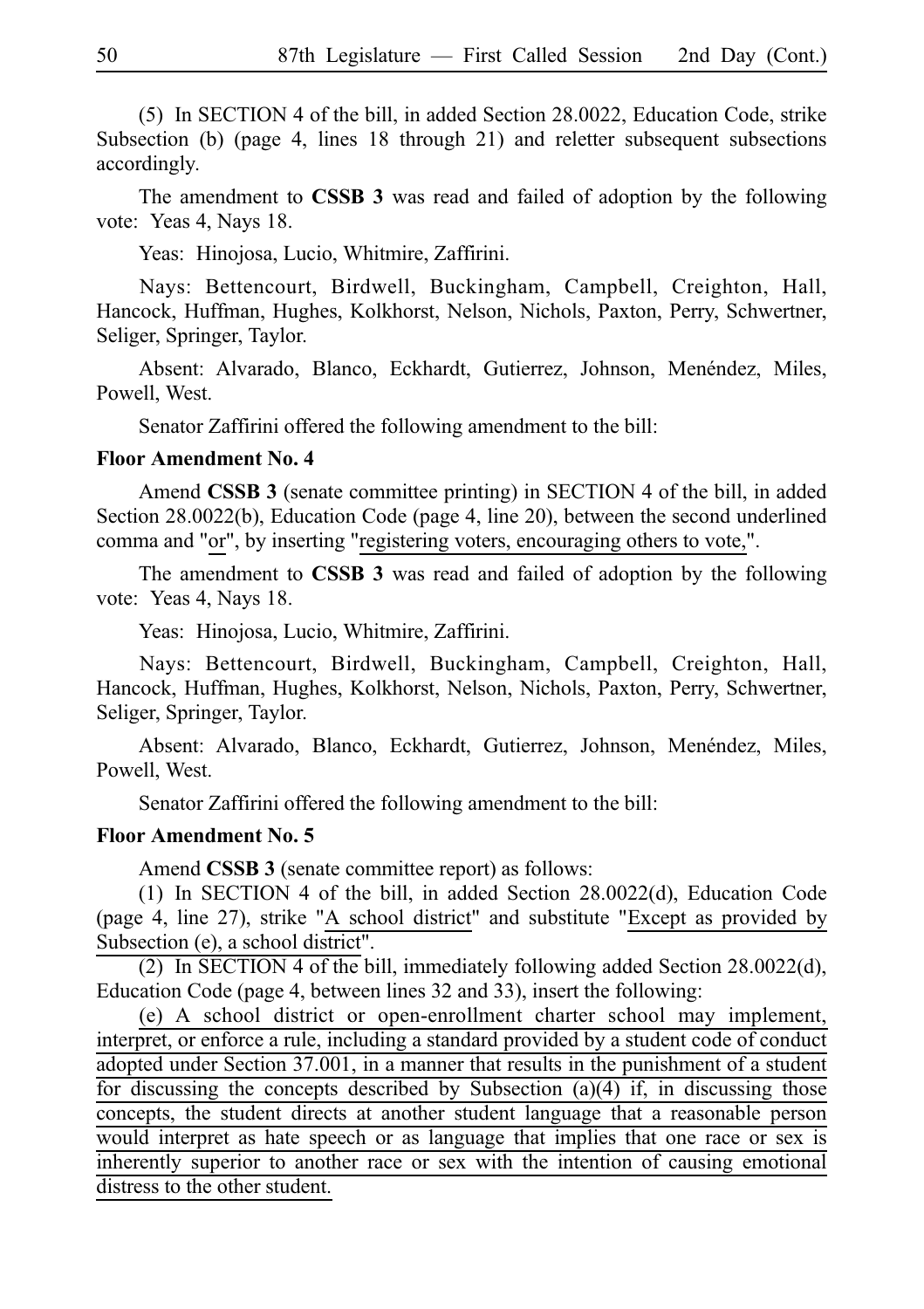(5) In SECTION 4 of the bill, in added Section 28.0022, Education Code, strike Subsection (b) (page 4, lines 18 through 21) and reletter subsequent subsections accordingly.

The amendment to **CSSB 3** was read and failed of adoption by the following vote: Yeas 4, Nays 18.

Yeas: Hinojosa, Lucio, Whitmire, Zaffirini.

Nays: Bettencourt, Birdwell, Buckingham, Campbell, Creighton, Hall, Hancock, Huffman, Hughes, Kolkhorst, Nelson, Nichols, Paxton, Perry, Schwertner, Seliger, Springer, Taylor.

Absent: Alvarado, Blanco, Eckhardt, Gutierrez, Johnson, Menéndez, Miles, Powell, West.

Senator Zaffirini offered the following amendment to the bill:

**Floor Amendment No. 4**

Amend **CSSB 3** (senate committee printing) in SECTION 4 of the bill, in added Section 28.0022(b), Education Code (page 4, line 20), between the second underlined comma and "or", by inserting "registering voters, encouraging others to vote,".

The amendment to **CSSB 3** was read and failed of adoption by the following vote: Yeas 4, Nays 18.

Yeas: Hinojosa, Lucio, Whitmire, Zaffirini.

Nays: Bettencourt, Birdwell, Buckingham, Campbell, Creighton, Hall, Hancock, Huffman, Hughes, Kolkhorst, Nelson, Nichols, Paxton, Perry, Schwertner, Seliger, Springer, Taylor.

Absent: Alvarado, Blanco, Eckhardt, Gutierrez, Johnson, Menéndez, Miles, Powell, West.

Senator Zaffirini offered the following amendment to the bill:

**Floor Amendment No. 5**

Amend **CSSB 3** (senate committee report) as follows:

(1) In SECTION 4 of the bill, in added Section 28.0022(d), Education Code (page 4, line 27), strike "A school district" and substitute "Except as provided by Subsection (e), a school district".

(2) In SECTION 4 of the bill, immediately following added Section 28.0022(d), Education Code (page 4, between lines 32 and 33), insert the following:

(e) A school district or open-enrollment charter school may implement, interpret, or enforce a rule, including a standard provided by a student code of conduct adopted under Section 37.001, in a manner that results in the punishment of a student for discussing the concepts described by Subsection (a)(4) if, in discussing those concepts, the student directs at another student language that a reasonable person would interpret as hate speech or as language that implies that one race or sex is inherently superior to another race or sex with the intention of causing emotional distress to the other student.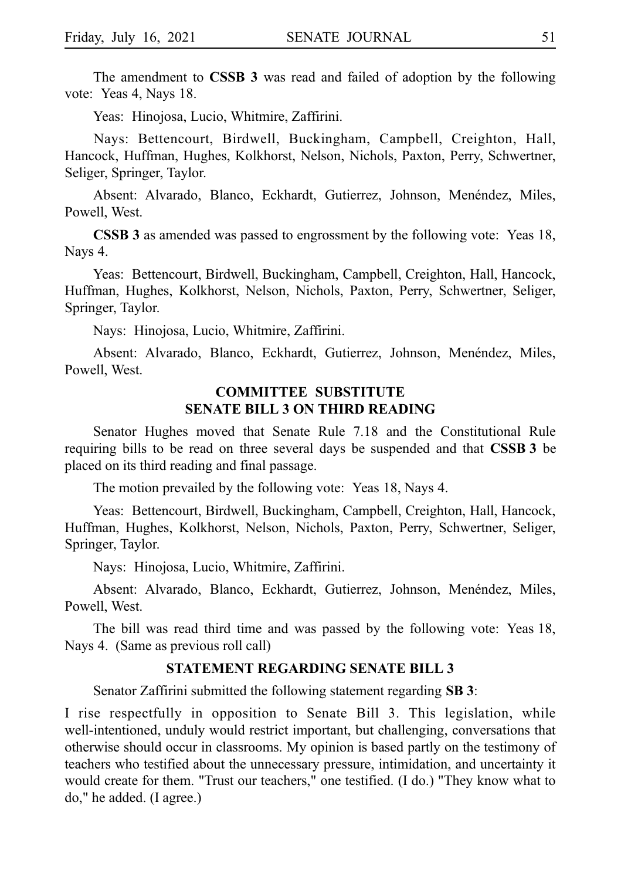The amendment to **CSSB 3** was read and failed of adoption by the following vote: Yeas 4, Nays 18.

Yeas: Hinojosa, Lucio, Whitmire, Zaffirini.

Nays: Bettencourt, Birdwell, Buckingham, Campbell, Creighton, Hall, Hancock, Huffman, Hughes, Kolkhorst, Nelson, Nichols, Paxton, Perry, Schwertner, Seliger, Springer, Taylor.

Absent: Alvarado, Blanco, Eckhardt, Gutierrez, Johnson, Menéndez, Miles, Powell, West.

**CSSB 3** as amended was passed to engrossment by the following vote: Yeas 18, Nays 4.

Yeas: Bettencourt, Birdwell, Buckingham, Campbell, Creighton, Hall, Hancock, Huffman, Hughes, Kolkhorst, Nelson, Nichols, Paxton, Perry, Schwertner, Seliger, Springer, Taylor.

Nays: Hinojosa, Lucio, Whitmire, Zaffirini.

Absent: Alvarado, Blanco, Eckhardt, Gutierrez, Johnson, Menéndez, Miles, Powell, West.

## COMMITTEE SUBSTITUTE SENATE BILL 3 ON THIRD READING

Senator Hughes moved that Senate Rule 7.18 and the Constitutional Rule requiring bills to be read on three several days be suspended and that **CSSB 3** be placed on its third reading and final passage.

The motion prevailed by the following vote: Yeas 18, Nays 4.

Yeas: Bettencourt, Birdwell, Buckingham, Campbell, Creighton, Hall, Hancock, Huffman, Hughes, Kolkhorst, Nelson, Nichols, Paxton, Perry, Schwertner, Seliger, Springer, Taylor.

Nays: Hinojosa, Lucio, Whitmire, Zaffirini.

Absent: Alvarado, Blanco, Eckhardt, Gutierrez, Johnson, Menéndez, Miles, Powell, West.

The bill was read third time and was passed by the following vote: Yeas 18, Nays 4. (Same as previous roll call)

## STATEMENT REGARDING SENATE BILL 3

Senator Zaffirini submitted the following statement regarding **SB 3**:

I rise respectfully in opposition to Senate Bill 3. This legislation, while well-intentioned, unduly would restrict important, but challenging, conversations that otherwise should occur in classrooms. My opinion is based partly on the testimony of teachers who testified about the unnecessary pressure, intimidation, and uncertainty it would create for them. "Trust our teachers," one testified. (I do.) "They know what to do," he added. (I agree.)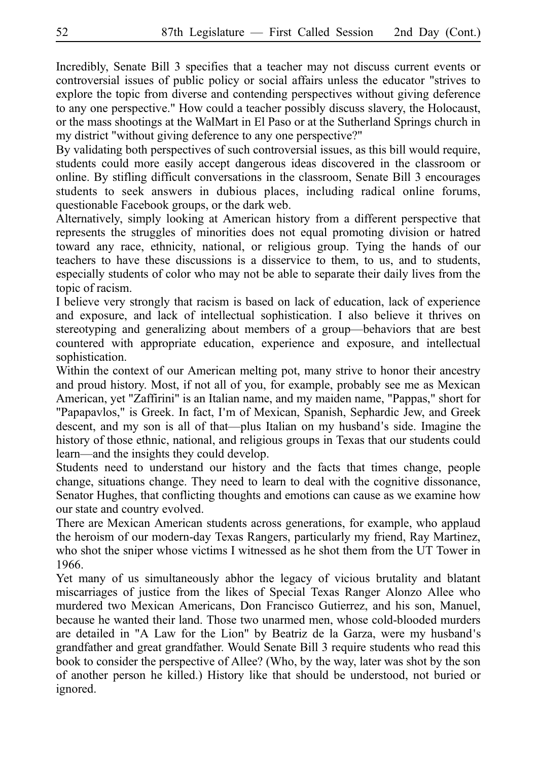Incredibly, Senate Bill 3 specifies that a teacher may not discuss current events or controversial issues of public policy or social affairs unless the educator "strives to explore the topic from diverse and contending perspectives without giving deference to any one perspective." How could a teacher possibly discuss slavery, the Holocaust, or the mass shootings at the WalMart in El Paso or at the Sutherland Springs church in my district "without giving deference to any one perspective?"

By validating both perspectives of such controversial issues, as this bill would require, students could more easily accept dangerous ideas discovered in the classroom or online. By stifling difficult conversations in the classroom, Senate Bill 3 encourages students to seek answers in dubious places, including radical online forums, questionable Facebook groups, or the dark web.

Alternatively, simply looking at American history from a different perspective that represents the struggles of minorities does not equal promoting division or hatred toward any race, ethnicity, national, or religious group. Tying the hands of our teachers to have these discussions is a disservice to them, to us, and to students, especially students of color who may not be able to separate their daily lives from the topic of racism.

I believe very strongly that racism is based on lack of education, lack of experience and exposure, and lack of intellectual sophistication. I also believe it thrives on stereotyping and generalizing about members of a group—behaviors that are best countered with appropriate education, experience and exposure, and intellectual sophistication.

Within the context of our American melting pot, many strive to honor their ancestry and proud history. Most, if not all of you, for example, probably see me as Mexican American, yet "Zaffirini" is an Italian name, and my maiden name, "Pappas," short for "Papapavlos," is Greek. In fact, I'm of Mexican, Spanish, Sephardic Jew, and Greek descent, and my son is all of that—plus Italian on my husband's side. Imagine the history of those ethnic, national, and religious groups in Texas that our students could learn—and the insights they could develop.

Students need to understand our history and the facts that times change, people change, situations change. They need to learn to deal with the cognitive dissonance, Senator Hughes, that conflicting thoughts and emotions can cause as we examine how our state and country evolved.

There are Mexican American students across generations, for example, who applaud the heroism of our modern-day Texas Rangers, particularly my friend, Ray Martinez, who shot the sniper whose victims I witnessed as he shot them from the UT Tower in 1966.

Yet many of us simultaneously abhor the legacy of vicious brutality and blatant miscarriages of justice from the likes of Special Texas Ranger Alonzo Allee who murdered two Mexican Americans, Don Francisco Gutierrez, and his son, Manuel, because he wanted their land. Those two unarmed men, whose cold-blooded murders are detailed in "A Law for the Lion" by Beatriz de la Garza, were my husband's grandfather and great grandfather. Would Senate Bill 3 require students who read this book to consider the perspective of Allee? (Who, by the way, later was shot by the son of another person he killed.) History like that should be understood, not buried or ignored.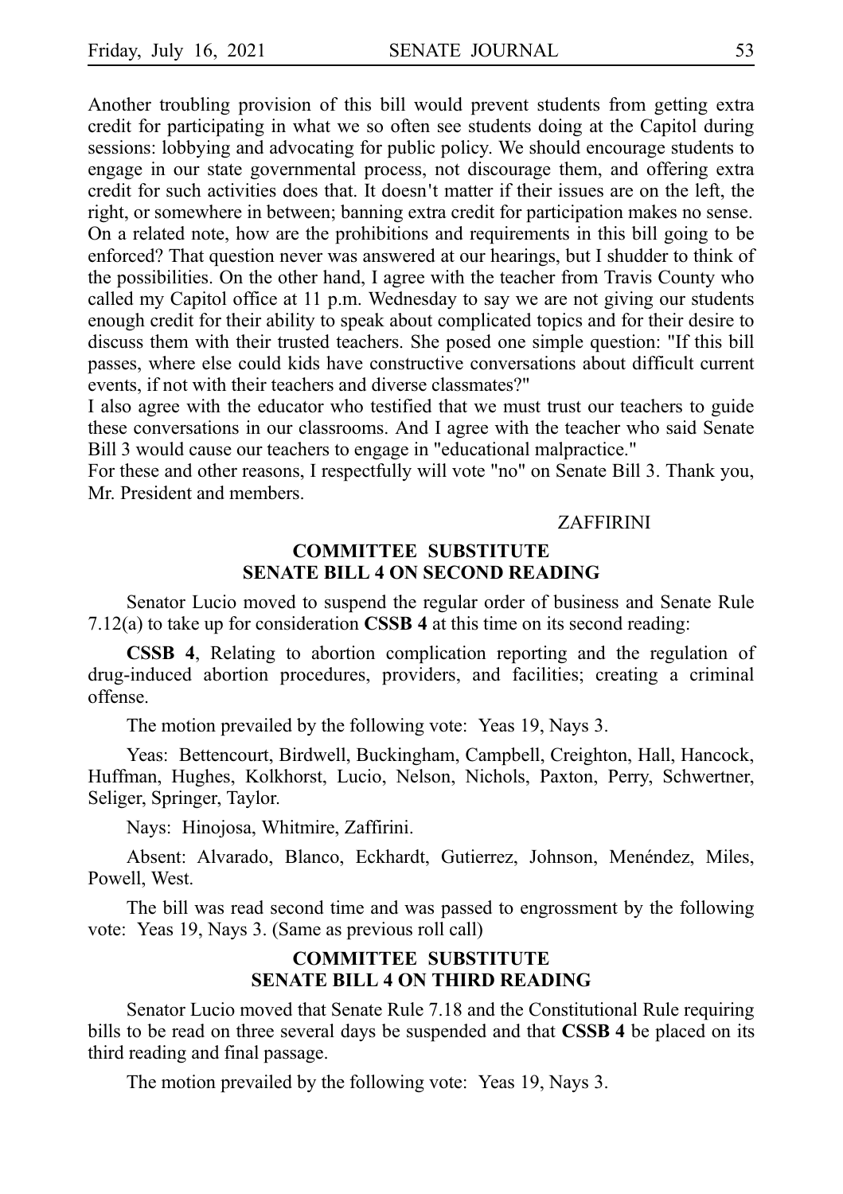Another troubling provision of this bill would prevent students from getting extra credit for participating in what we so often see students doing at the Capitol during sessions: lobbying and advocating for public policy. We should encourage students to engage in our state governmental process, not discourage them, and offering extra credit for such activities does that. It doesn't matter if their issues are on the left, the right, or somewhere in between; banning extra credit for participation makes no sense. On a related note, how are the prohibitions and requirements in this bill going to be enforced? That question never was answered at our hearings, but I shudder to think of the possibilities. On the other hand, I agree with the teacher from Travis County who called my Capitol office at 11 p.m. Wednesday to say we are not giving our students enough credit for their ability to speak about complicated topics and for their desire to discuss them with their trusted teachers. She posed one simple question: "If this bill passes, where else could kids have constructive conversations about difficult current events, if not with their teachers and diverse classmates?"

I also agree with the educator who testified that we must trust our teachers to guide these conversations in our classrooms. And I agree with the teacher who said Senate Bill 3 would cause our teachers to engage in "educational malpractice."

For these and other reasons, I respectfully will vote "no" on Senate Bill 3. Thank you, Mr. President and members.

ZAFFIRINI

## COMMITTEE SUBSTITUTE SENATE BILL 4 ON SECOND READING

Senator Lucio moved to suspend the regular order of business and Senate Rule 7.12(a) to take up for consideration **CSSB 4** at this time on its second reading:

**CSSB 4**, Relating to abortion complication reporting and the regulation of drug-induced abortion procedures, providers, and facilities; creating a criminal offense.

The motion prevailed by the following vote: Yeas 19, Nays 3.

Yeas: Bettencourt, Birdwell, Buckingham, Campbell, Creighton, Hall, Hancock, Huffman, Hughes, Kolkhorst, Lucio, Nelson, Nichols, Paxton, Perry, Schwertner, Seliger, Springer, Taylor.

Nays: Hinojosa, Whitmire, Zaffirini.

Absent: Alvarado, Blanco, Eckhardt, Gutierrez, Johnson, Menéndez, Miles, Powell, West.

The bill was read second time and was passed to engrossment by the following vote: Yeas 19, Nays 3. (Same as previous roll call)

## COMMITTEE SUBSTITUTE SENATE BILL 4 ON THIRD READING

Senator Lucio moved that Senate Rule 7.18 and the Constitutional Rule requiring bills to be read on three several days be suspended and that **CSSB 4** be placed on its third reading and final passage.

The motion prevailed by the following vote: Yeas 19, Nays 3.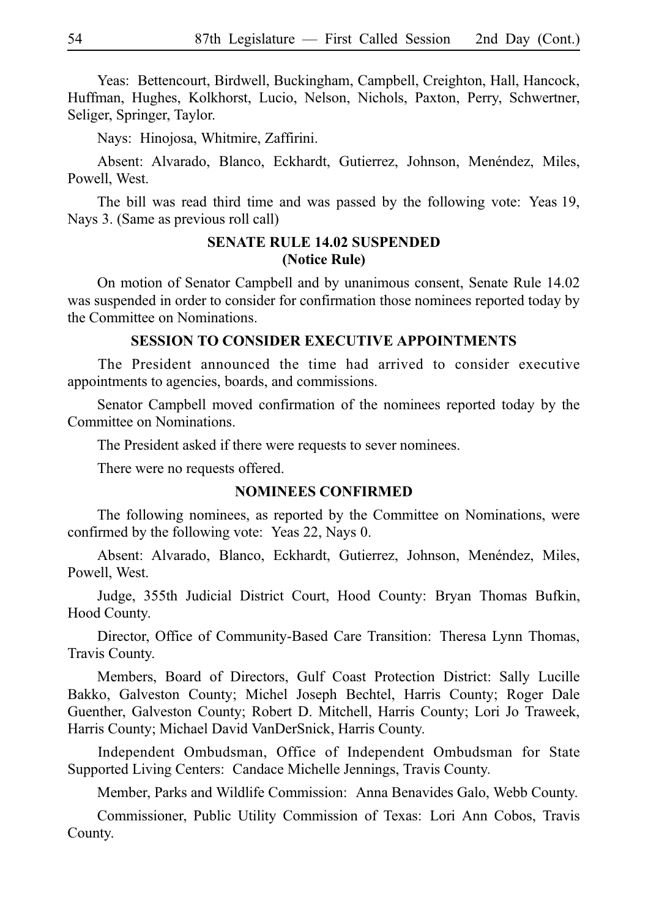Yeas: Bettencourt, Birdwell, Buckingham, Campbell, Creighton, Hall, Hancock, Huffman, Hughes, Kolkhorst, Lucio, Nelson, Nichols, Paxton, Perry, Schwertner, Seliger, Springer, Taylor.

Nays: Hinojosa, Whitmire, Zaffirini.

Absent: Alvarado, Blanco, Eckhardt, Gutierrez, Johnson, Menéndez, Miles, Powell, West.

The bill was read third time and was passed by the following vote: Yeas 19, Nays 3. (Same as previous roll call)

## SENATE RULE 14.02 SUSPENDED
## (Notice Rule)

On motion of Senator Campbell and by unanimous consent, Senate Rule 14.02 was suspended in order to consider for confirmation those nominees reported today by the Committee on Nominations.

## SESSION TO CONSIDER EXECUTIVE APPOINTMENTS

The President announced the time had arrived to consider executive appointments to agencies, boards, and commissions.

Senator Campbell moved confirmation of the nominees reported today by the Committee on Nominations.

The President asked if there were requests to sever nominees.

There were no requests offered.

## NOMINEES CONFIRMED

The following nominees, as reported by the Committee on Nominations, were confirmed by the following vote: Yeas 22, Nays 0.

Absent: Alvarado, Blanco, Eckhardt, Gutierrez, Johnson, Menéndez, Miles, Powell, West.

Judge, 355th Judicial District Court, Hood County: Bryan Thomas Bufkin, Hood County.

Director, Office of Community-Based Care Transition: Theresa Lynn Thomas, Travis County.

Members, Board of Directors, Gulf Coast Protection District: Sally Lucille Bakko, Galveston County; Michel Joseph Bechtel, Harris County; Roger Dale Guenther, Galveston County; Robert D. Mitchell, Harris County; Lori Jo Traweek, Harris County; Michael David VanDerSnick, Harris County.

Independent Ombudsman, Office of Independent Ombudsman for State Supported Living Centers: Candace Michelle Jennings, Travis County.

Member, Parks and Wildlife Commission: Anna Benavides Galo, Webb County.

Commissioner, Public Utility Commission of Texas: Lori Ann Cobos, Travis County.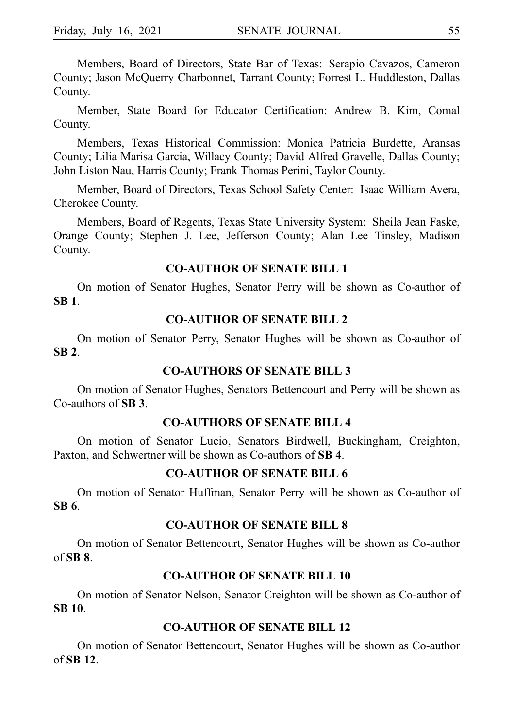Members, Board of Directors, State Bar of Texas: Serapio Cavazos, Cameron County; Jason McQuerry Charbonnet, Tarrant County; Forrest L. Huddleston, Dallas County.

Member, State Board for Educator Certification: Andrew B. Kim, Comal County.

Members, Texas Historical Commission: Monica Patricia Burdette, Aransas County; Lilia Marisa Garcia, Willacy County; David Alfred Gravelle, Dallas County; John Liston Nau, Harris County; Frank Thomas Perini, Taylor County.

Member, Board of Directors, Texas School Safety Center: Isaac William Avera, Cherokee County.

Members, Board of Regents, Texas State University System: Sheila Jean Faske, Orange County; Stephen J. Lee, Jefferson County; Alan Lee Tinsley, Madison County.

### CO-AUTHOR OF SENATE BILL 1

On motion of Senator Hughes, Senator Perry will be shown as Co-author of **SB 1**.

### CO-AUTHOR OF SENATE BILL 2

On motion of Senator Perry, Senator Hughes will be shown as Co-author of **SB 2**.

### CO-AUTHORS OF SENATE BILL 3

On motion of Senator Hughes, Senators Bettencourt and Perry will be shown as Co-authors of **SB 3**.

### CO-AUTHORS OF SENATE BILL 4

On motion of Senator Lucio, Senators Birdwell, Buckingham, Creighton, Paxton, and Schwertner will be shown as Co-authors of **SB 4**.

### CO-AUTHOR OF SENATE BILL 6

On motion of Senator Huffman, Senator Perry will be shown as Co-author of **SB 6**.

### CO-AUTHOR OF SENATE BILL 8

On motion of Senator Bettencourt, Senator Hughes will be shown as Co-author of **SB 8**.

### CO-AUTHOR OF SENATE BILL 10

On motion of Senator Nelson, Senator Creighton will be shown as Co-author of **SB 10**.

### CO-AUTHOR OF SENATE BILL 12

On motion of Senator Bettencourt, Senator Hughes will be shown as Co-author of **SB 12**.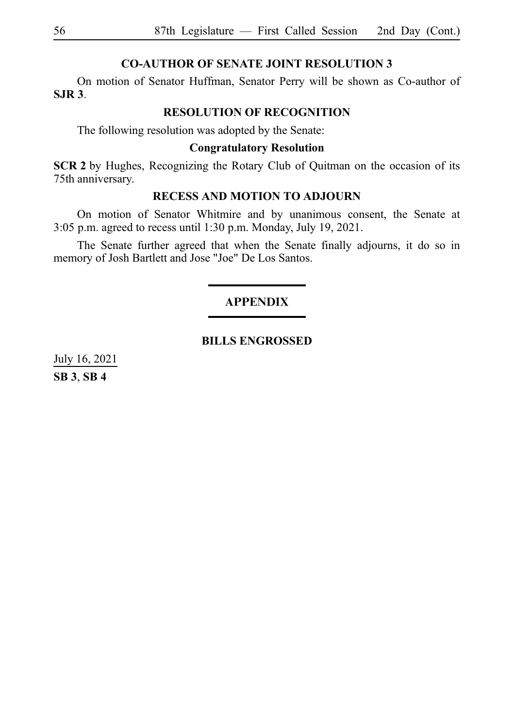## CO-AUTHOR OF SENATE JOINT RESOLUTION 3

On motion of Senator Huffman, Senator Perry will be shown as Co-author of **SJR 3**.

## RESOLUTION OF RECOGNITION

The following resolution was adopted by the Senate:

### Congratulatory Resolution

**SCR 2** by Hughes, Recognizing the Rotary Club of Quitman on the occasion of its 75th anniversary.

## RECESS AND MOTION TO ADJOURN

On motion of Senator Whitmire and by unanimous consent, the Senate at 3:05 p.m. agreed to recess until 1:30 p.m. Monday, July 19, 2021.

The Senate further agreed that when the Senate finally adjourns, it do so in memory of Josh Bartlett and Jose "Joe" De Los Santos.

---

# APPENDIX

---

## BILLS ENGROSSED

July 16, 2021

**SB 3**, **SB 4**